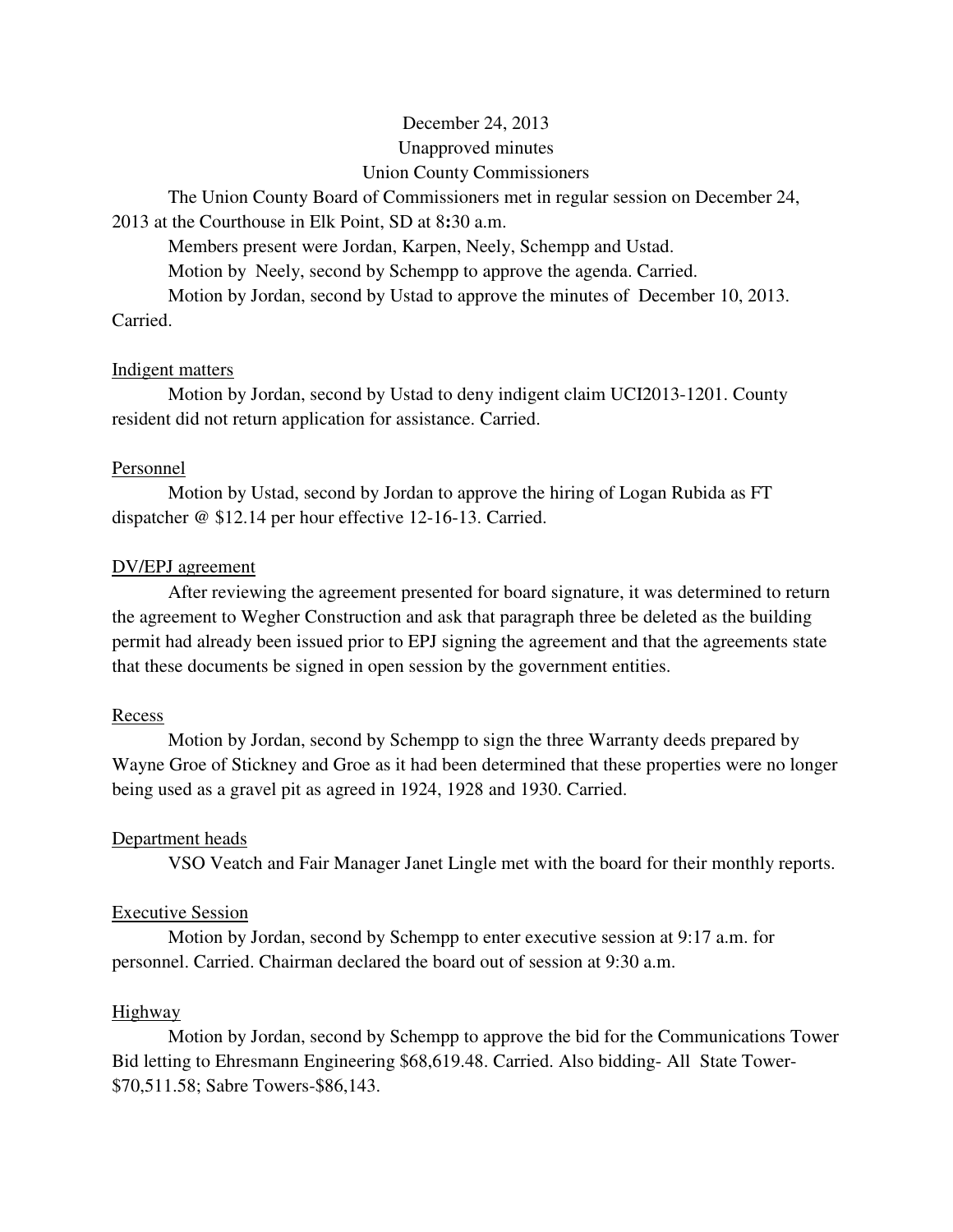December 24, 2013

Unapproved minutes

Union County Commissioners

The Union County Board of Commissioners met in regular session on December 24, 2013 at the Courthouse in Elk Point, SD at 8:30 a.m.

Members present were Jordan, Karpen, Neely, Schempp and Ustad.

Motion by Neely, second by Schempp to approve the agenda. Carried.

Motion by Jordan, second by Ustad to approve the minutes of December 10, 2013. Carried.

<u>Indigent matters</u>

Motion by Jordan, second by Ustad to deny indigent claim UCI2013-1201. County resident did not return application for assistance. Carried.

<u>Personnel</u>

Motion by Ustad, second by Jordan to approve the hiring of Logan Rubida as FT dispatcher @ $12.14 per hour effective 12-16-13. Carried.

<u>DV/EPJ agreement</u>

After reviewing the agreement presented for board signature, it was determined to return the agreement to Wegher Construction and ask that paragraph three be deleted as the building permit had already been issued prior to EPJ signing the agreement and that the agreements state that these documents be signed in open session by the government entities.

<u>Recess</u>

Motion by Jordan, second by Schempp to sign the three Warranty deeds prepared by Wayne Groe of Stickney and Groe as it had been determined that these properties were no longer being used as a gravel pit as agreed in 1924, 1928 and 1930. Carried.

<u>Department heads</u>

VSO Veatch and Fair Manager Janet Lingle met with the board for their monthly reports.

<u>Executive Session</u>

Motion by Jordan, second by Schempp to enter executive session at 9:17 a.m. for personnel. Carried. Chairman declared the board out of session at 9:30 a.m.

<u>Highway</u>

Motion by Jordan, second by Schempp to approve the bid for the Communications Tower Bid letting to Ehresmann Engineering $68,619.48. Carried. Also bidding- All State Tower-$70,511.58; Sabre Towers-$86,143.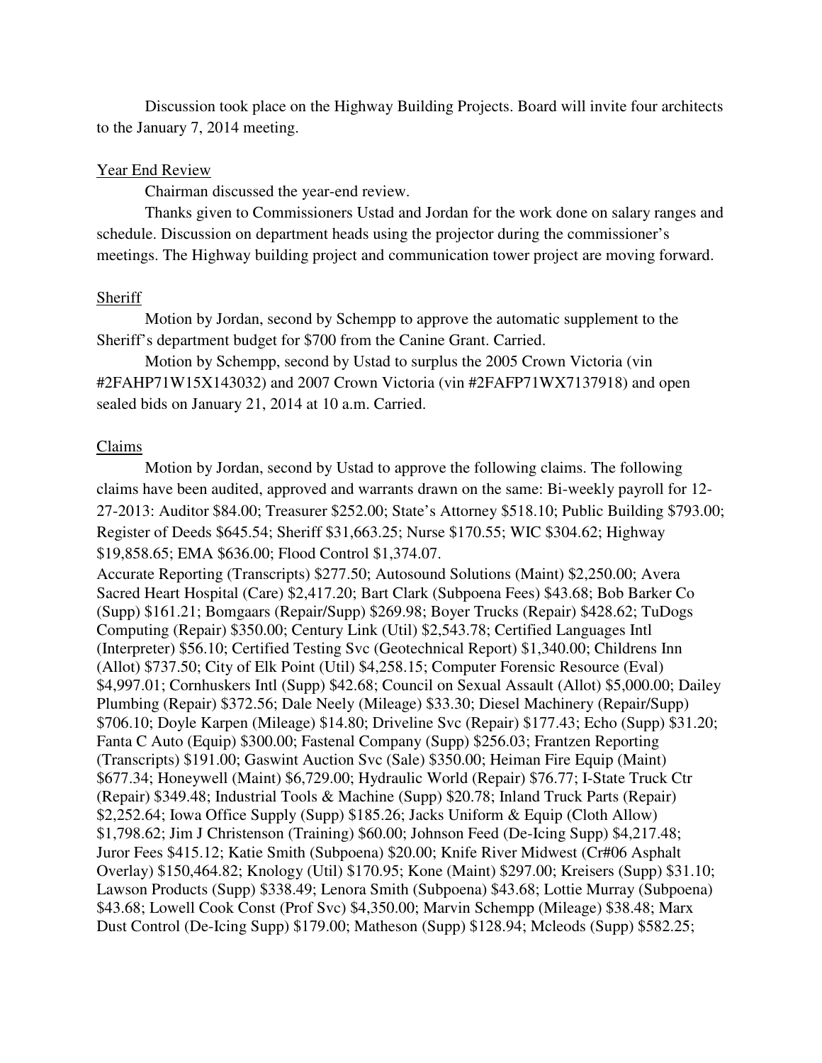Discussion took place on the Highway Building Projects. Board will invite four architects to the January 7, 2014 meeting.

Year End Review

Chairman discussed the year-end review.

Thanks given to Commissioners Ustad and Jordan for the work done on salary ranges and schedule. Discussion on department heads using the projector during the commissioner's meetings. The Highway building project and communication tower project are moving forward.

Sheriff

Motion by Jordan, second by Schempp to approve the automatic supplement to the Sheriff's department budget for $700 from the Canine Grant. Carried.

Motion by Schempp, second by Ustad to surplus the 2005 Crown Victoria (vin #2FAHP71W15X143032) and 2007 Crown Victoria (vin #2FAFP71WX7137918) and open sealed bids on January 21, 2014 at 10 a.m. Carried.

Claims

Motion by Jordan, second by Ustad to approve the following claims. The following claims have been audited, approved and warrants drawn on the same: Bi-weekly payroll for 12-27-2013: Auditor $84.00; Treasurer $252.00; State's Attorney $518.10; Public Building $793.00; Register of Deeds $645.54; Sheriff $31,663.25; Nurse $170.55; WIC $304.62; Highway $19,858.65; EMA $636.00; Flood Control $1,374.07.

Accurate Reporting (Transcripts) $277.50; Autosound Solutions (Maint) $2,250.00; Avera Sacred Heart Hospital (Care) $2,417.20; Bart Clark (Subpoena Fees) $43.68; Bob Barker Co (Supp) $161.21; Bomgaars (Repair/Supp) $269.98; Boyer Trucks (Repair) $428.62; TuDogs Computing (Repair) $350.00; Century Link (Util) $2,543.78; Certified Languages Intl (Interpreter) $56.10; Certified Testing Svc (Geotechnical Report) $1,340.00; Childrens Inn (Allot) $737.50; City of Elk Point (Util) $4,258.15; Computer Forensic Resource (Eval) $4,997.01; Cornhuskers Intl (Supp) $42.68; Council on Sexual Assault (Allot) $5,000.00; Dailey Plumbing (Repair) $372.56; Dale Neely (Mileage) $33.30; Diesel Machinery (Repair/Supp) $706.10; Doyle Karpen (Mileage) $14.80; Driveline Svc (Repair) $177.43; Echo (Supp) $31.20; Fanta C Auto (Equip) $300.00; Fastenal Company (Supp) $256.03; Frantzen Reporting (Transcripts) $191.00; Gaswint Auction Svc (Sale) $350.00; Heiman Fire Equip (Maint) $677.34; Honeywell (Maint) $6,729.00; Hydraulic World (Repair) $76.77; I-State Truck Ctr (Repair) $349.48; Industrial Tools & Machine (Supp) $20.78; Inland Truck Parts (Repair) $2,252.64; Iowa Office Supply (Supp) $185.26; Jacks Uniform & Equip (Cloth Allow) $1,798.62; Jim J Christenson (Training) $60.00; Johnson Feed (De-Icing Supp) $4,217.48; Juror Fees $415.12; Katie Smith (Subpoena) $20.00; Knife River Midwest (Cr#06 Asphalt Overlay) $150,464.82; Knology (Util) $170.95; Kone (Maint) $297.00; Kreisers (Supp) $31.10; Lawson Products (Supp) $338.49; Lenora Smith (Subpoena) $43.68; Lottie Murray (Subpoena) $43.68; Lowell Cook Const (Prof Svc) $4,350.00; Marvin Schempp (Mileage) $38.48; Marx Dust Control (De-Icing Supp) $179.00; Matheson (Supp) $128.94; Mcleods (Supp) $582.25;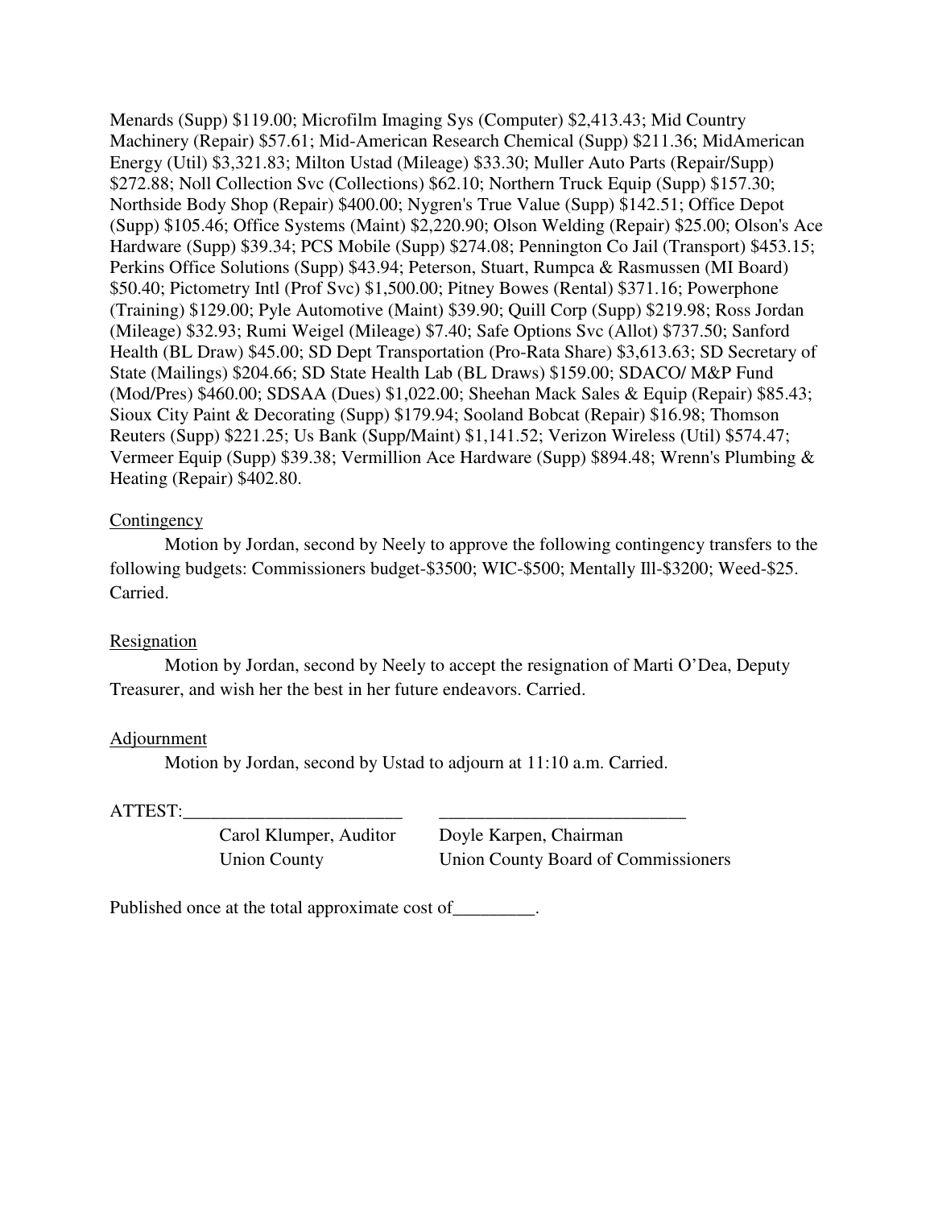Menards (Supp) $119.00; Microfilm Imaging Sys (Computer) $2,413.43; Mid Country Machinery (Repair) $57.61; Mid-American Research Chemical (Supp) $211.36; MidAmerican Energy (Util) $3,321.83; Milton Ustad (Mileage) $33.30; Muller Auto Parts (Repair/Supp) $272.88; Noll Collection Svc (Collections) $62.10; Northern Truck Equip (Supp) $157.30; Northside Body Shop (Repair) $400.00; Nygren's True Value (Supp) $142.51; Office Depot (Supp) $105.46; Office Systems (Maint) $2,220.90; Olson Welding (Repair) $25.00; Olson's Ace Hardware (Supp) $39.34; PCS Mobile (Supp) $274.08; Pennington Co Jail (Transport) $453.15; Perkins Office Solutions (Supp) $43.94; Peterson, Stuart, Rumpca & Rasmussen (MI Board) $50.40; Pictometry Intl (Prof Svc) $1,500.00; Pitney Bowes (Rental) $371.16; Powerphone (Training) $129.00; Pyle Automotive (Maint) $39.90; Quill Corp (Supp) $219.98; Ross Jordan (Mileage) $32.93; Rumi Weigel (Mileage) $7.40; Safe Options Svc (Allot) $737.50; Sanford Health (BL Draw) $45.00; SD Dept Transportation (Pro-Rata Share) $3,613.63; SD Secretary of State (Mailings) $204.66; SD State Health Lab (BL Draws) $159.00; SDACO/ M&P Fund (Mod/Pres) $460.00; SDSAA (Dues) $1,022.00; Sheehan Mack Sales & Equip (Repair) $85.43; Sioux City Paint & Decorating (Supp) $179.94; Sooland Bobcat (Repair) $16.98; Thomson Reuters (Supp) $221.25; Us Bank (Supp/Maint) $1,141.52; Verizon Wireless (Util) $574.47; Vermeer Equip (Supp) $39.38; Vermillion Ace Hardware (Supp) $894.48; Wrenn's Plumbing & Heating (Repair) $402.80.

Contingency

Motion by Jordan, second by Neely to approve the following contingency transfers to the following budgets: Commissioners budget-$3500; WIC-$500; Mentally Ill-$3200; Weed-$25. Carried.

Resignation

Motion by Jordan, second by Neely to accept the resignation of Marti O'Dea, Deputy Treasurer, and wish her the best in her future endeavors. Carried.

Adjournment

Motion by Jordan, second by Ustad to adjourn at 11:10 a.m. Carried.

ATTEST:________________________ ___________________________

Carol Klumper, Auditor — Doyle Karpen, Chairman
Union County — Union County Board of Commissioners

Published once at the total approximate cost of_________.